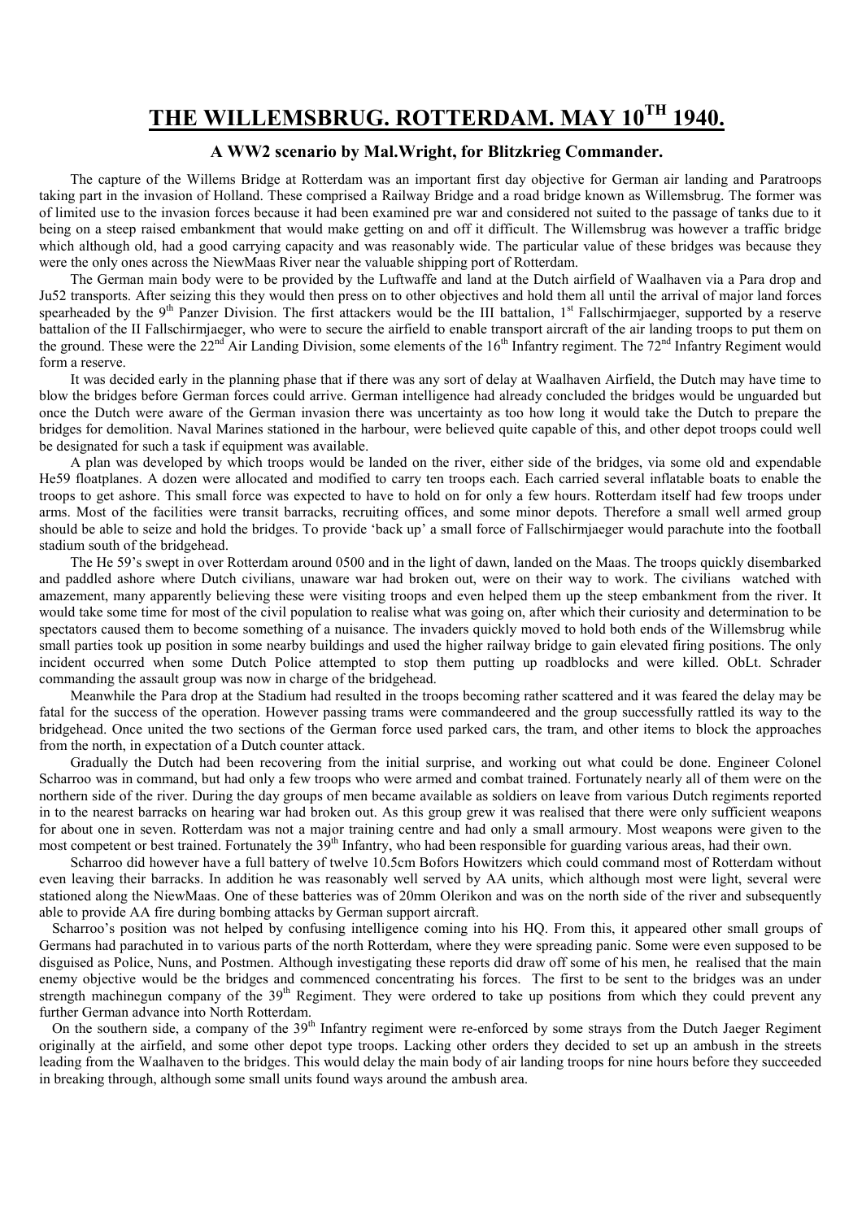# THE WILLEMSBRUG. ROTTERDAM. MAY 10TH 1940.

### A WW2 scenario by Mal.Wright, for Blitzkrieg Commander.

The capture of the Willems Bridge at Rotterdam was an important first day objective for German air landing and Paratroops taking part in the invasion of Holland. These comprised a Railway Bridge and a road bridge known as Willemsbrug. The former was of limited use to the invasion forces because it had been examined pre war and considered not suited to the passage of tanks due to it being on a steep raised embankment that would make getting on and off it difficult. The Willemsbrug was however a traffic bridge which although old, had a good carrying capacity and was reasonably wide. The particular value of these bridges was because they were the only ones across the NiewMaas River near the valuable shipping port of Rotterdam.

The German main body were to be provided by the Luftwaffe and land at the Dutch airfield of Waalhaven via a Para drop and Ju52 transports. After seizing this they would then press on to other objectives and hold them all until the arrival of major land forces spearheaded by the 9th Panzer Division. The first attackers would be the III battalion, 1st Fallschirmjaeger, supported by a reserve battalion of the II Fallschirmjaeger, who were to secure the airfield to enable transport aircraft of the air landing troops to put them on the ground. These were the 22nd Air Landing Division, some elements of the 16th Infantry regiment. The 72nd Infantry Regiment would form a reserve.

It was decided early in the planning phase that if there was any sort of delay at Waalhaven Airfield, the Dutch may have time to blow the bridges before German forces could arrive. German intelligence had already concluded the bridges would be unguarded but once the Dutch were aware of the German invasion there was uncertainty as too how long it would take the Dutch to prepare the bridges for demolition. Naval Marines stationed in the harbour, were believed quite capable of this, and other depot troops could well be designated for such a task if equipment was available.

A plan was developed by which troops would be landed on the river, either side of the bridges, via some old and expendable He59 floatplanes. A dozen were allocated and modified to carry ten troops each. Each carried several inflatable boats to enable the troops to get ashore. This small force was expected to have to hold on for only a few hours. Rotterdam itself had few troops under arms. Most of the facilities were transit barracks, recruiting offices, and some minor depots. Therefore a small well armed group should be able to seize and hold the bridges. To provide 'back up' a small force of Fallschirmjaeger would parachute into the football stadium south of the bridgehead.

The He 59's swept in over Rotterdam around 0500 and in the light of dawn, landed on the Maas. The troops quickly disembarked and paddled ashore where Dutch civilians, unaware war had broken out, were on their way to work. The civilians watched with amazement, many apparently believing these were visiting troops and even helped them up the steep embankment from the river. It would take some time for most of the civil population to realise what was going on, after which their curiosity and determination to be spectators caused them to become something of a nuisance. The invaders quickly moved to hold both ends of the Willemsbrug while small parties took up position in some nearby buildings and used the higher railway bridge to gain elevated firing positions. The only incident occurred when some Dutch Police attempted to stop them putting up roadblocks and were killed. ObLt. Schrader commanding the assault group was now in charge of the bridgehead.

Meanwhile the Para drop at the Stadium had resulted in the troops becoming rather scattered and it was feared the delay may be fatal for the success of the operation. However passing trams were commandeered and the group successfully rattled its way to the bridgehead. Once united the two sections of the German force used parked cars, the tram, and other items to block the approaches from the north, in expectation of a Dutch counter attack.

Gradually the Dutch had been recovering from the initial surprise, and working out what could be done. Engineer Colonel Scharroo was in command, but had only a few troops who were armed and combat trained. Fortunately nearly all of them were on the northern side of the river. During the day groups of men became available as soldiers on leave from various Dutch regiments reported in to the nearest barracks on hearing war had broken out. As this group grew it was realised that there were only sufficient weapons for about one in seven. Rotterdam was not a major training centre and had only a small armoury. Most weapons were given to the most competent or best trained. Fortunately the 39th Infantry, who had been responsible for guarding various areas, had their own.

Scharroo did however have a full battery of twelve 10.5cm Bofors Howitzers which could command most of Rotterdam without even leaving their barracks. In addition he was reasonably well served by AA units, which although most were light, several were stationed along the NiewMaas. One of these batteries was of 20mm Olerikon and was on the north side of the river and subsequently able to provide AA fire during bombing attacks by German support aircraft.

Scharroo's position was not helped by confusing intelligence coming into his HQ. From this, it appeared other small groups of Germans had parachuted in to various parts of the north Rotterdam, where they were spreading panic. Some were even supposed to be disguised as Police, Nuns, and Postmen. Although investigating these reports did draw off some of his men, he realised that the main enemy objective would be the bridges and commenced concentrating his forces. The first to be sent to the bridges was an under strength machinegun company of the 39th Regiment. They were ordered to take up positions from which they could prevent any further German advance into North Rotterdam.

On the southern side, a company of the 39th Infantry regiment were re-enforced by some strays from the Dutch Jaeger Regiment originally at the airfield, and some other depot type troops. Lacking other orders they decided to set up an ambush in the streets leading from the Waalhaven to the bridges. This would delay the main body of air landing troops for nine hours before they succeeded in breaking through, although some small units found ways around the ambush area.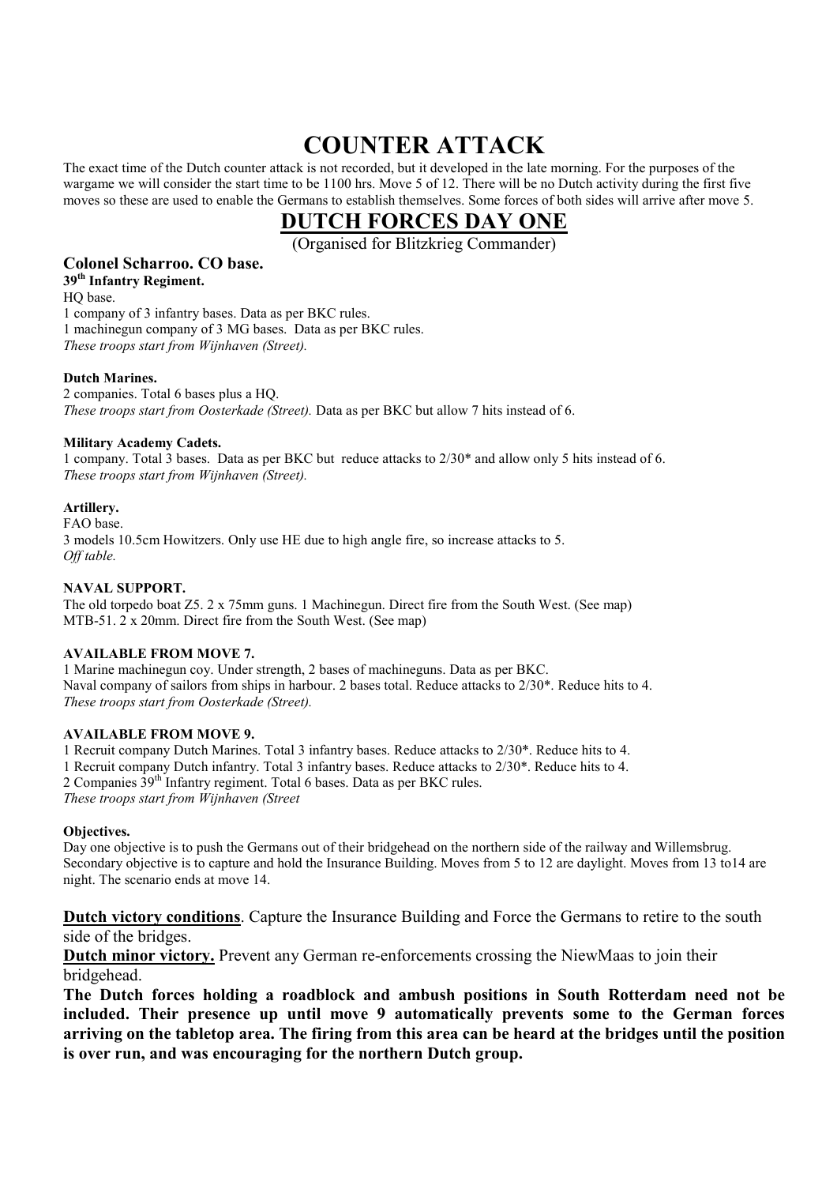# COUNTER ATTACK

The exact time of the Dutch counter attack is not recorded, but it developed in the late morning. For the purposes of the wargame we will consider the start time to be 1100 hrs. Move 5 of 12. There will be no Dutch activity during the first five moves so these are used to enable the Germans to establish themselves. Some forces of both sides will arrive after move 5.

## DUTCH FORCES DAY ONE

(Organised for Blitzkrieg Commander)

### Colonel Scharroo. CO base.

**39th Infantry Regiment.**

HQ base.

1 company of 3 infantry bases. Data as per BKC rules.

1 machinegun company of 3 MG bases. Data as per BKC rules.

*These troops start from Wijnhaven (Street).*

**Dutch Marines.**

2 companies. Total 6 bases plus a HQ.

*These troops start from Oosterkade (Street).* Data as per BKC but allow 7 hits instead of 6.

**Military Academy Cadets.**

1 company. Total 3 bases. Data as per BKC but reduce attacks to 2/30* and allow only 5 hits instead of 6.

*These troops start from Wijnhaven (Street).*

**Artillery.**

FAO base.

3 models 10.5cm Howitzers. Only use HE due to high angle fire, so increase attacks to 5.

*Off table.*

**NAVAL SUPPORT.**

The old torpedo boat Z5. 2 x 75mm guns. 1 Machinegun. Direct fire from the South West. (See map)

MTB-51. 2 x 20mm. Direct fire from the South West. (See map)

**AVAILABLE FROM MOVE 7.**

1 Marine machinegun coy. Under strength, 2 bases of machineguns. Data as per BKC.

Naval company of sailors from ships in harbour. 2 bases total. Reduce attacks to 2/30*. Reduce hits to 4.

*These troops start from Oosterkade (Street).*

**AVAILABLE FROM MOVE 9.**

1 Recruit company Dutch Marines. Total 3 infantry bases. Reduce attacks to 2/30*. Reduce hits to 4.

1 Recruit company Dutch infantry. Total 3 infantry bases. Reduce attacks to 2/30*. Reduce hits to 4.

2 Companies 39th Infantry regiment. Total 6 bases. Data as per BKC rules.

*These troops start from Wijnhaven (Street*

**Objectives.**

Day one objective is to push the Germans out of their bridgehead on the northern side of the railway and Willemsbrug. Secondary objective is to capture and hold the Insurance Building. Moves from 5 to 12 are daylight. Moves from 13 to14 are night. The scenario ends at move 14.

**Dutch victory conditions**. Capture the Insurance Building and Force the Germans to retire to the south side of the bridges.

**Dutch minor victory.** Prevent any German re-enforcements crossing the NiewMaas to join their bridgehead.

**The Dutch forces holding a roadblock and ambush positions in South Rotterdam need not be included. Their presence up until move 9 automatically prevents some to the German forces arriving on the tabletop area. The firing from this area can be heard at the bridges until the position is over run, and was encouraging for the northern Dutch group.**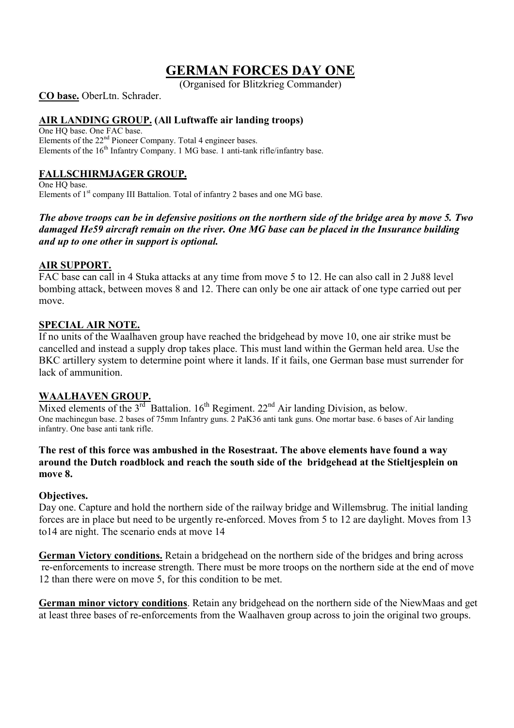# GERMAN FORCES DAY ONE

(Organised for Blitzkrieg Commander)

**CO base.** OberLtn. Schrader.

## AIR LANDING GROUP. (All Luftwaffe air landing troops)

One HQ base. One FAC base.
Elements of the 22nd Pioneer Company. Total 4 engineer bases.
Elements of the 16th Infantry Company. 1 MG base. 1 anti-tank rifle/infantry base.

## FALLSCHIRMJAGER GROUP.

One HQ base.
Elements of 1st company III Battalion. Total of infantry 2 bases and one MG base.

***The above troops can be in defensive positions on the northern side of the bridge area by move 5. Two damaged He59 aircraft remain on the river. One MG base can be placed in the Insurance building and up to one other in support is optional.***

## AIR SUPPORT.

FAC base can call in 4 Stuka attacks at any time from move 5 to 12. He can also call in 2 Ju88 level bombing attack, between moves 8 and 12. There can only be one air attack of one type carried out per move.

## SPECIAL AIR NOTE.

If no units of the Waalhaven group have reached the bridgehead by move 10, one air strike must be cancelled and instead a supply drop takes place. This must land within the German held area. Use the BKC artillery system to determine point where it lands. If it fails, one German base must surrender for lack of ammunition.

## WAALHAVEN GROUP.

Mixed elements of the 3rd Battalion. 16th Regiment. 22nd Air landing Division, as below.
One machinegun base. 2 bases of 75mm Infantry guns. 2 PaK36 anti tank guns. One mortar base. 6 bases of Air landing infantry. One base anti tank rifle.

**The rest of this force was ambushed in the Rosestraat. The above elements have found a way around the Dutch roadblock and reach the south side of the bridgehead at the Stieltjesplein on move 8.**

**Objectives.**
Day one. Capture and hold the northern side of the railway bridge and Willemsbrug. The initial landing forces are in place but need to be urgently re-enforced. Moves from 5 to 12 are daylight. Moves from 13 to14 are night. The scenario ends at move 14

**German Victory conditions.** Retain a bridgehead on the northern side of the bridges and bring across re-enforcements to increase strength. There must be more troops on the northern side at the end of move 12 than there were on move 5, for this condition to be met.

**German minor victory conditions**. Retain any bridgehead on the northern side of the NiewMaas and get at least three bases of re-enforcements from the Waalhaven group across to join the original two groups.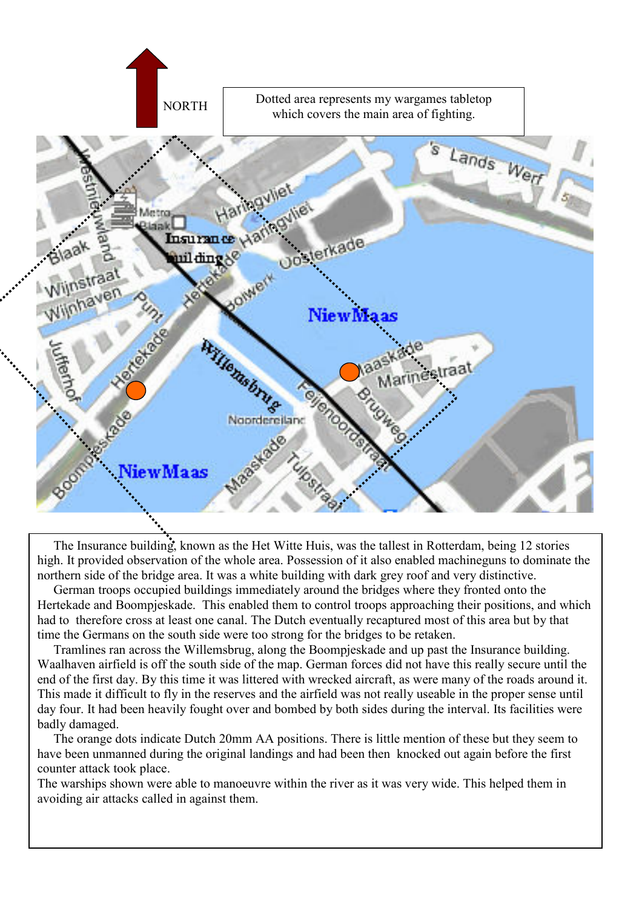NORTH

Dotted area represents my wargames tabletop which covers the main area of fighting.

's Lands Werf

Westnieuwland

Metro Blaak

Blaak

Insurance building

Haringvliet

Haringvliet

Oosterkade

Wijnstraat

Wijnhaven

Punt

Hertekade

Bolwerk

NiewMaas

Jufferhof

Hertekade

Willemsbrug

Feijenoordstraat

Maaskade

Marinestraat

Brugweg

Boompjeskade

Noordereiland

NiewMaas

Maaskade

Tulpstraat

The Insurance building, known as the Het Witte Huis, was the tallest in Rotterdam, being 12 stories high. It provided observation of the whole area. Possession of it also enabled machineguns to dominate the northern side of the bridge area. It was a white building with dark grey roof and very distinctive.

German troops occupied buildings immediately around the bridges where they fronted onto the Hertekade and Boompjeskade. This enabled them to control troops approaching their positions, and which had to therefore cross at least one canal. The Dutch eventually recaptured most of this area but by that time the Germans on the south side were too strong for the bridges to be retaken.

Tramlines ran across the Willemsbrug, along the Boompjeskade and up past the Insurance building. Waalhaven airfield is off the south side of the map. German forces did not have this really secure until the end of the first day. By this time it was littered with wrecked aircraft, as were many of the roads around it. This made it difficult to fly in the reserves and the airfield was not really useable in the proper sense until day four. It had been heavily fought over and bombed by both sides during the interval. Its facilities were badly damaged.

The orange dots indicate Dutch 20mm AA positions. There is little mention of these but they seem to have been unmanned during the original landings and had been then knocked out again before the first counter attack took place.

The warships shown were able to manoeuvre within the river as it was very wide. This helped them in avoiding air attacks called in against them.